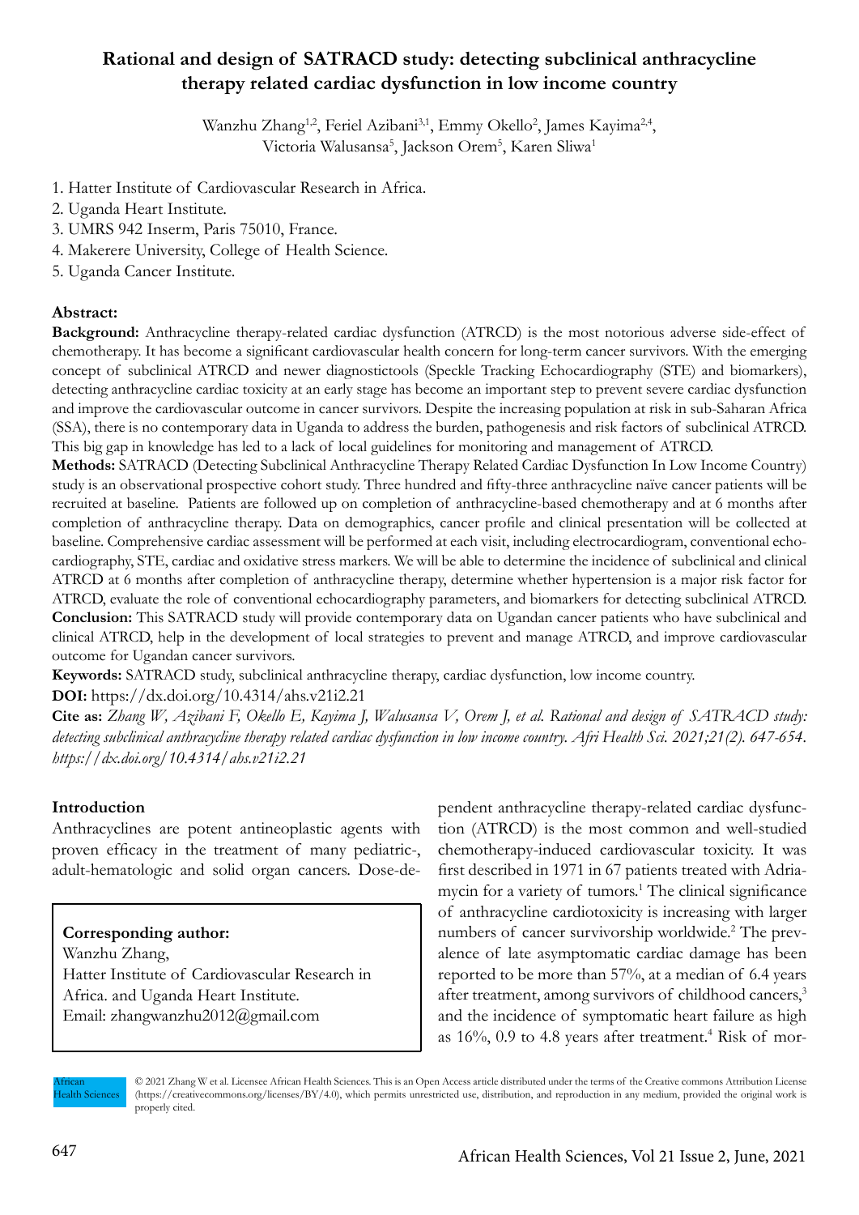# Rational and design of SATRACD study: detecting subclinical anthracycline therapy related cardiac dysfunction in low income country

Wanzhu Zhang[1,2], Feriel Azibani[3,1], Emmy Okello[2], James Kayima[2,4], Victoria Walusansa[5], Jackson Orem[5], Karen Sliwa[1]

1. Hatter Institute of Cardiovascular Research in Africa.
2. Uganda Heart Institute.
3. UMRS 942 Inserm, Paris 75010, France.
4. Makerere University, College of Health Science.
5. Uganda Cancer Institute.

**Abstract:**

**Background:** Anthracycline therapy-related cardiac dysfunction (ATRCD) is the most notorious adverse side-effect of chemotherapy. It has become a significant cardiovascular health concern for long-term cancer survivors. With the emerging concept of subclinical ATRCD and newer diagnostictools (Speckle Tracking Echocardiography (STE) and biomarkers), detecting anthracycline cardiac toxicity at an early stage has become an important step to prevent severe cardiac dysfunction and improve the cardiovascular outcome in cancer survivors. Despite the increasing population at risk in sub-Saharan Africa (SSA), there is no contemporary data in Uganda to address the burden, pathogenesis and risk factors of subclinical ATRCD. This big gap in knowledge has led to a lack of local guidelines for monitoring and management of ATRCD.

**Methods:** SATRACD (Detecting Subclinical Anthracycline Therapy Related Cardiac Dysfunction In Low Income Country) study is an observational prospective cohort study. Three hundred and fifty-three anthracycline naïve cancer patients will be recruited at baseline. Patients are followed up on completion of anthracycline-based chemotherapy and at 6 months after completion of anthracycline therapy. Data on demographics, cancer profile and clinical presentation will be collected at baseline. Comprehensive cardiac assessment will be performed at each visit, including electrocardiogram, conventional echocardiography, STE, cardiac and oxidative stress markers. We will be able to determine the incidence of subclinical and clinical ATRCD at 6 months after completion of anthracycline therapy, determine whether hypertension is a major risk factor for ATRCD, evaluate the role of conventional echocardiography parameters, and biomarkers for detecting subclinical ATRCD.

**Conclusion:** This SATRACD study will provide contemporary data on Ugandan cancer patients who have subclinical and clinical ATRCD, help in the development of local strategies to prevent and manage ATRCD, and improve cardiovascular outcome for Ugandan cancer survivors.

**Keywords:** SATRACD study, subclinical anthracycline therapy, cardiac dysfunction, low income country.

**DOI:** https://dx.doi.org/10.4314/ahs.v21i2.21

**Cite as:** *Zhang W, Azibani F, Okello E, Kayima J, Walusansa V, Orem J, et al. Rational and design of SATRACD study: detecting subclinical anthracycline therapy related cardiac dysfunction in low income country. Afri Health Sci. 2021;21(2). 647-654. https://dx.doi.org/10.4314/ahs.v21i2.21*

## Introduction

Anthracyclines are potent antineoplastic agents with proven efficacy in the treatment of many pediatric-, adult-hematologic and solid organ cancers. Dose-dependent anthracycline therapy-related cardiac dysfunction (ATRCD) is the most common and well-studied chemotherapy-induced cardiovascular toxicity. It was first described in 1971 in 67 patients treated with Adriamycin for a variety of tumors.[1] The clinical significance of anthracycline cardiotoxicity is increasing with larger numbers of cancer survivorship worldwide.[2] The prevalence of late asymptomatic cardiac damage has been reported to be more than 57%, at a median of 6.4 years after treatment, among survivors of childhood cancers,[3] and the incidence of symptomatic heart failure as high as 16%, 0.9 to 4.8 years after treatment.[4] Risk of mor-

**Corresponding author:**
Wanzhu Zhang,
Hatter Institute of Cardiovascular Research in Africa. and Uganda Heart Institute.
Email: zhangwanzhu2012@gmail.com

© 2021 Zhang W et al. Licensee African Health Sciences. This is an Open Access article distributed under the terms of the Creative commons Attribution License (https://creativecommons.org/licenses/BY/4.0), which permits unrestricted use, distribution, and reproduction in any medium, provided the original work is properly cited.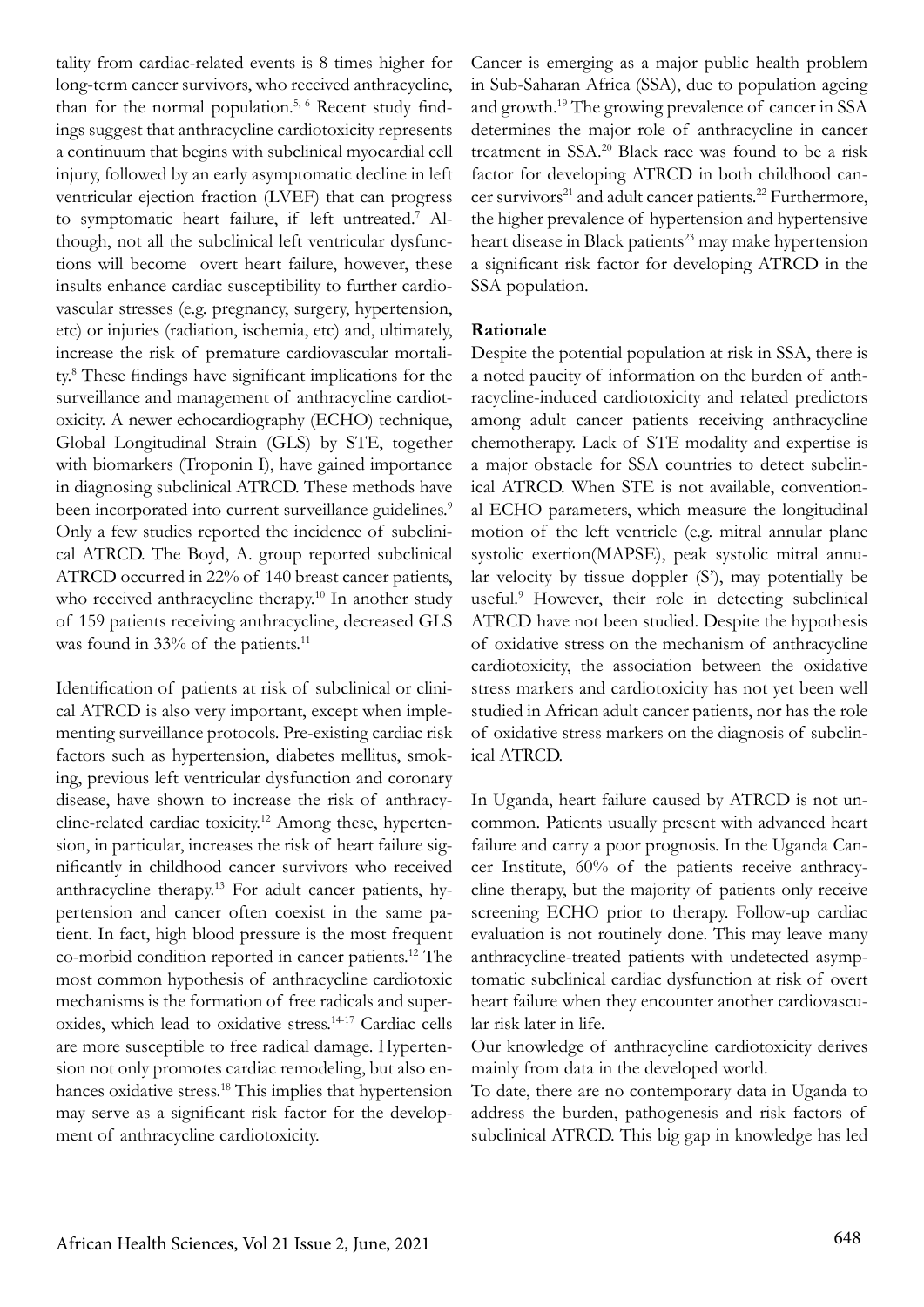tality from cardiac-related events is 8 times higher for long-term cancer survivors, who received anthracycline, than for the normal population.[5, 6] Recent study findings suggest that anthracycline cardiotoxicity represents a continuum that begins with subclinical myocardial cell injury, followed by an early asymptomatic decline in left ventricular ejection fraction (LVEF) that can progress to symptomatic heart failure, if left untreated.[7] Although, not all the subclinical left ventricular dysfunctions will become overt heart failure, however, these insults enhance cardiac susceptibility to further cardiovascular stresses (e.g. pregnancy, surgery, hypertension, etc) or injuries (radiation, ischemia, etc) and, ultimately, increase the risk of premature cardiovascular mortality.[8] These findings have significant implications for the surveillance and management of anthracycline cardiotoxicity. A newer echocardiography (ECHO) technique, Global Longitudinal Strain (GLS) by STE, together with biomarkers (Troponin I), have gained importance in diagnosing subclinical ATRCD. These methods have been incorporated into current surveillance guidelines.[9] Only a few studies reported the incidence of subclinical ATRCD. The Boyd, A. group reported subclinical ATRCD occurred in 22% of 140 breast cancer patients, who received anthracycline therapy.[10] In another study of 159 patients receiving anthracycline, decreased GLS was found in 33% of the patients.[11]

Identification of patients at risk of subclinical or clinical ATRCD is also very important, except when implementing surveillance protocols. Pre-existing cardiac risk factors such as hypertension, diabetes mellitus, smoking, previous left ventricular dysfunction and coronary disease, have shown to increase the risk of anthracycline-related cardiac toxicity.[12] Among these, hypertension, in particular, increases the risk of heart failure significantly in childhood cancer survivors who received anthracycline therapy.[13] For adult cancer patients, hypertension and cancer often coexist in the same patient. In fact, high blood pressure is the most frequent co-morbid condition reported in cancer patients.[12] The most common hypothesis of anthracycline cardiotoxic mechanisms is the formation of free radicals and superoxides, which lead to oxidative stress.[14-17] Cardiac cells are more susceptible to free radical damage. Hypertension not only promotes cardiac remodeling, but also enhances oxidative stress.[18] This implies that hypertension may serve as a significant risk factor for the development of anthracycline cardiotoxicity.

Cancer is emerging as a major public health problem in Sub-Saharan Africa (SSA), due to population ageing and growth.[19] The growing prevalence of cancer in SSA determines the major role of anthracycline in cancer treatment in SSA.[20] Black race was found to be a risk factor for developing ATRCD in both childhood cancer survivors[21] and adult cancer patients.[22] Furthermore, the higher prevalence of hypertension and hypertensive heart disease in Black patients[23] may make hypertension a significant risk factor for developing ATRCD in the SSA population.

**Rationale**

Despite the potential population at risk in SSA, there is a noted paucity of information on the burden of anthracycline-induced cardiotoxicity and related predictors among adult cancer patients receiving anthracycline chemotherapy. Lack of STE modality and expertise is a major obstacle for SSA countries to detect subclinical ATRCD. When STE is not available, conventional ECHO parameters, which measure the longitudinal motion of the left ventricle (e.g. mitral annular plane systolic exertion(MAPSE), peak systolic mitral annular velocity by tissue doppler (S'), may potentially be useful.[9] However, their role in detecting subclinical ATRCD have not been studied. Despite the hypothesis of oxidative stress on the mechanism of anthracycline cardiotoxicity, the association between the oxidative stress markers and cardiotoxicity has not yet been well studied in African adult cancer patients, nor has the role of oxidative stress markers on the diagnosis of subclinical ATRCD.

In Uganda, heart failure caused by ATRCD is not uncommon. Patients usually present with advanced heart failure and carry a poor prognosis. In the Uganda Cancer Institute, 60% of the patients receive anthracycline therapy, but the majority of patients only receive screening ECHO prior to therapy. Follow-up cardiac evaluation is not routinely done. This may leave many anthracycline-treated patients with undetected asymptomatic subclinical cardiac dysfunction at risk of overt heart failure when they encounter another cardiovascular risk later in life.

Our knowledge of anthracycline cardiotoxicity derives mainly from data in the developed world.

To date, there are no contemporary data in Uganda to address the burden, pathogenesis and risk factors of subclinical ATRCD. This big gap in knowledge has led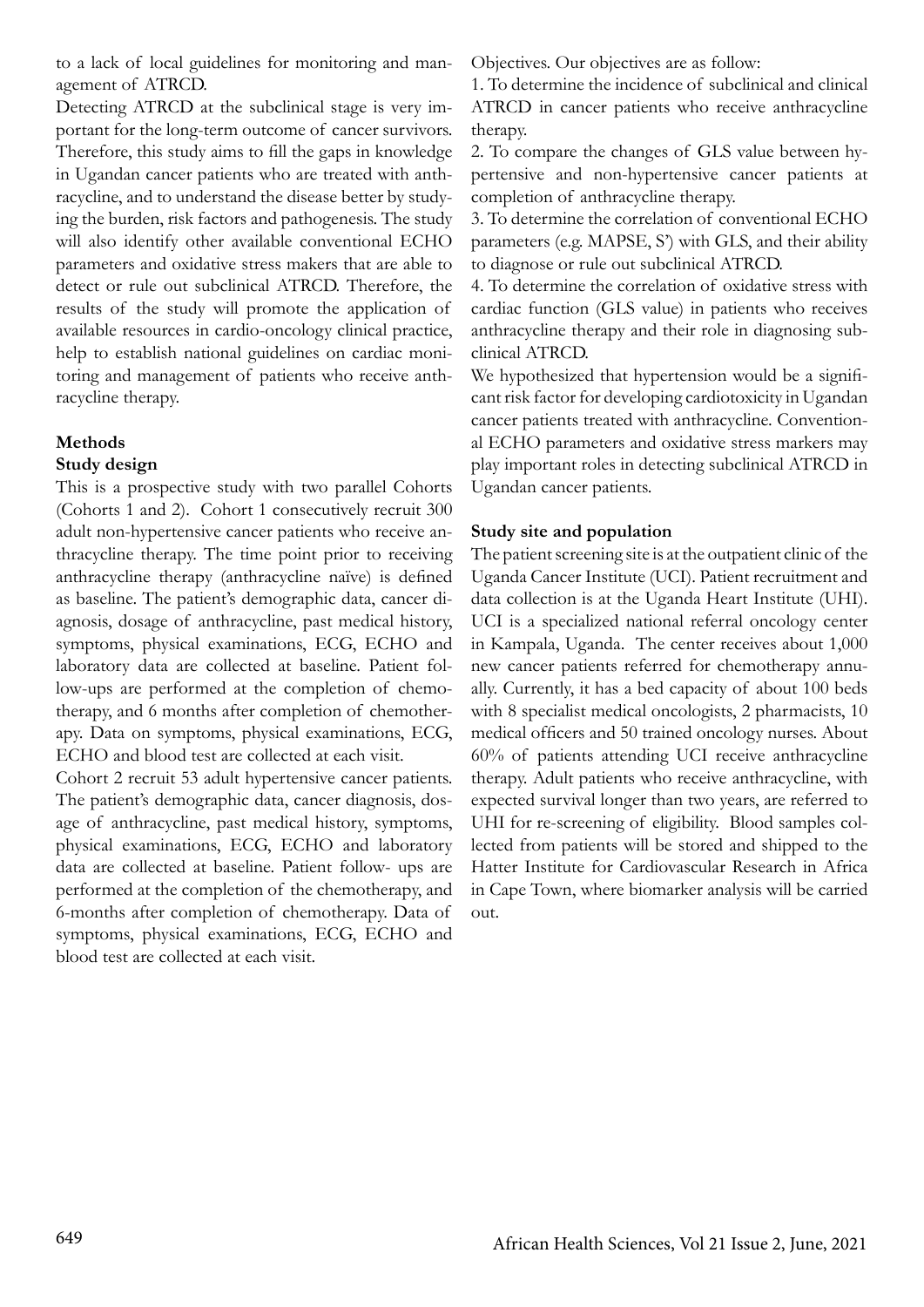to a lack of local guidelines for monitoring and management of ATRCD.

Detecting ATRCD at the subclinical stage is very important for the long-term outcome of cancer survivors. Therefore, this study aims to fill the gaps in knowledge in Ugandan cancer patients who are treated with anthracycline, and to understand the disease better by studying the burden, risk factors and pathogenesis. The study will also identify other available conventional ECHO parameters and oxidative stress makers that are able to detect or rule out subclinical ATRCD. Therefore, the results of the study will promote the application of available resources in cardio-oncology clinical practice, help to establish national guidelines on cardiac monitoring and management of patients who receive anthracycline therapy.

## Methods

### Study design

This is a prospective study with two parallel Cohorts (Cohorts 1 and 2). Cohort 1 consecutively recruit 300 adult non-hypertensive cancer patients who receive anthracycline therapy. The time point prior to receiving anthracycline therapy (anthracycline naïve) is defined as baseline. The patient's demographic data, cancer diagnosis, dosage of anthracycline, past medical history, symptoms, physical examinations, ECG, ECHO and laboratory data are collected at baseline. Patient follow-ups are performed at the completion of chemotherapy, and 6 months after completion of chemotherapy. Data on symptoms, physical examinations, ECG, ECHO and blood test are collected at each visit.

Cohort 2 recruit 53 adult hypertensive cancer patients. The patient's demographic data, cancer diagnosis, dosage of anthracycline, past medical history, symptoms, physical examinations, ECG, ECHO and laboratory data are collected at baseline. Patient follow- ups are performed at the completion of the chemotherapy, and 6-months after completion of chemotherapy. Data of symptoms, physical examinations, ECG, ECHO and blood test are collected at each visit.

Objectives. Our objectives are as follow:

1. To determine the incidence of subclinical and clinical ATRCD in cancer patients who receive anthracycline therapy.
2. To compare the changes of GLS value between hypertensive and non-hypertensive cancer patients at completion of anthracycline therapy.
3. To determine the correlation of conventional ECHO parameters (e.g. MAPSE, S') with GLS, and their ability to diagnose or rule out subclinical ATRCD.
4. To determine the correlation of oxidative stress with cardiac function (GLS value) in patients who receives anthracycline therapy and their role in diagnosing subclinical ATRCD.

We hypothesized that hypertension would be a significant risk factor for developing cardiotoxicity in Ugandan cancer patients treated with anthracycline. Conventional ECHO parameters and oxidative stress markers may play important roles in detecting subclinical ATRCD in Ugandan cancer patients.

### Study site and population

The patient screening site is at the outpatient clinic of the Uganda Cancer Institute (UCI). Patient recruitment and data collection is at the Uganda Heart Institute (UHI). UCI is a specialized national referral oncology center in Kampala, Uganda. The center receives about 1,000 new cancer patients referred for chemotherapy annually. Currently, it has a bed capacity of about 100 beds with 8 specialist medical oncologists, 2 pharmacists, 10 medical officers and 50 trained oncology nurses. About 60% of patients attending UCI receive anthracycline therapy. Adult patients who receive anthracycline, with expected survival longer than two years, are referred to UHI for re-screening of eligibility. Blood samples collected from patients will be stored and shipped to the Hatter Institute for Cardiovascular Research in Africa in Cape Town, where biomarker analysis will be carried out.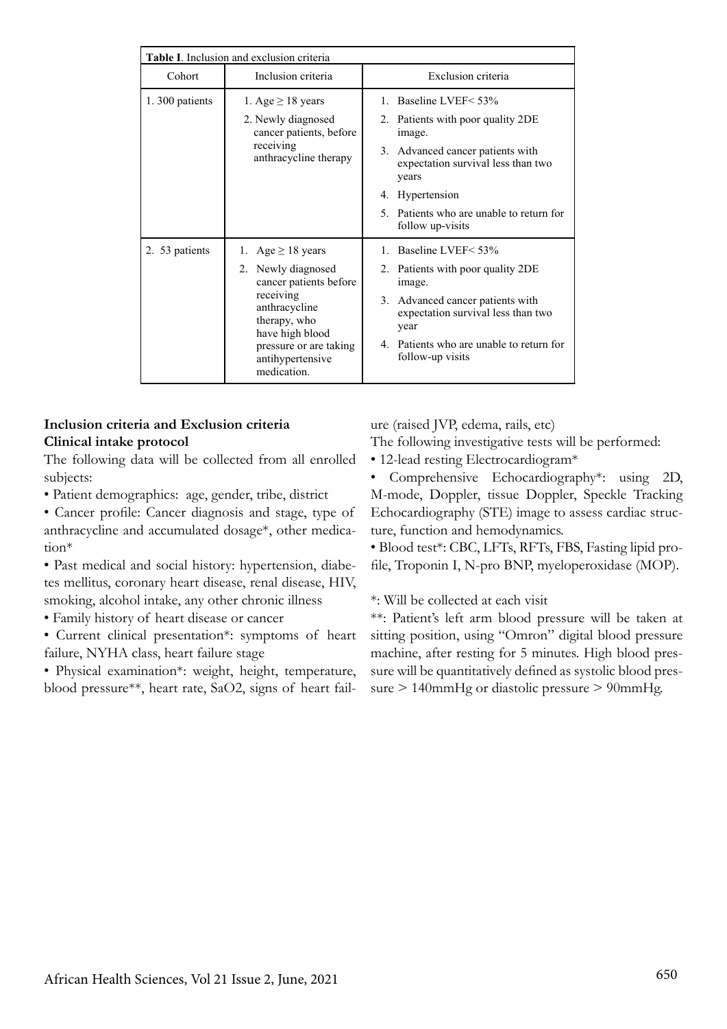**Table I**. Inclusion and exclusion criteria

| Cohort | Inclusion criteria | Exclusion criteria |
|---|---|---|
| 1. 300 patients | 1. Age ≥ 18 years<br>2. Newly diagnosed cancer patients, before receiving anthracycline therapy | 1. Baseline LVEF< 53%<br>2. Patients with poor quality 2DE image.<br>3. Advanced cancer patients with expectation survival less than two years<br>4. Hypertension<br>5. Patients who are unable to return for follow up-visits |
| 2. 53 patients | 1. Age ≥ 18 years<br>2. Newly diagnosed cancer patients before receiving anthracycline therapy, who have high blood pressure or are taking antihypertensive medication. | 1. Baseline LVEF< 53%<br>2. Patients with poor quality 2DE image.<br>3. Advanced cancer patients with expectation survival less than two year<br>4. Patients who are unable to return for follow-up visits |

**Inclusion criteria and Exclusion criteria**

**Clinical intake protocol**

The following data will be collected from all enrolled subjects:

- Patient demographics: age, gender, tribe, district
- Cancer profile: Cancer diagnosis and stage, type of anthracycline and accumulated dosage*, other medication*
- Past medical and social history: hypertension, diabetes mellitus, coronary heart disease, renal disease, HIV, smoking, alcohol intake, any other chronic illness
- Family history of heart disease or cancer
- Current clinical presentation*: symptoms of heart failure, NYHA class, heart failure stage
- Physical examination*: weight, height, temperature, blood pressure**, heart rate, SaO2, signs of heart failure (raised JVP, edema, rails, etc)

The following investigative tests will be performed:

- 12-lead resting Electrocardiogram*
- Comprehensive Echocardiography*: using 2D, M-mode, Doppler, tissue Doppler, Speckle Tracking Echocardiography (STE) image to assess cardiac structure, function and hemodynamics.
- Blood test*: CBC, LFTs, RFTs, FBS, Fasting lipid profile, Troponin I, N-pro BNP, myeloperoxidase (MOP).

*: Will be collected at each visit

**: Patient's left arm blood pressure will be taken at sitting position, using "Omron" digital blood pressure machine, after resting for 5 minutes. High blood pressure will be quantitatively defined as systolic blood pressure > 140mmHg or diastolic pressure > 90mmHg.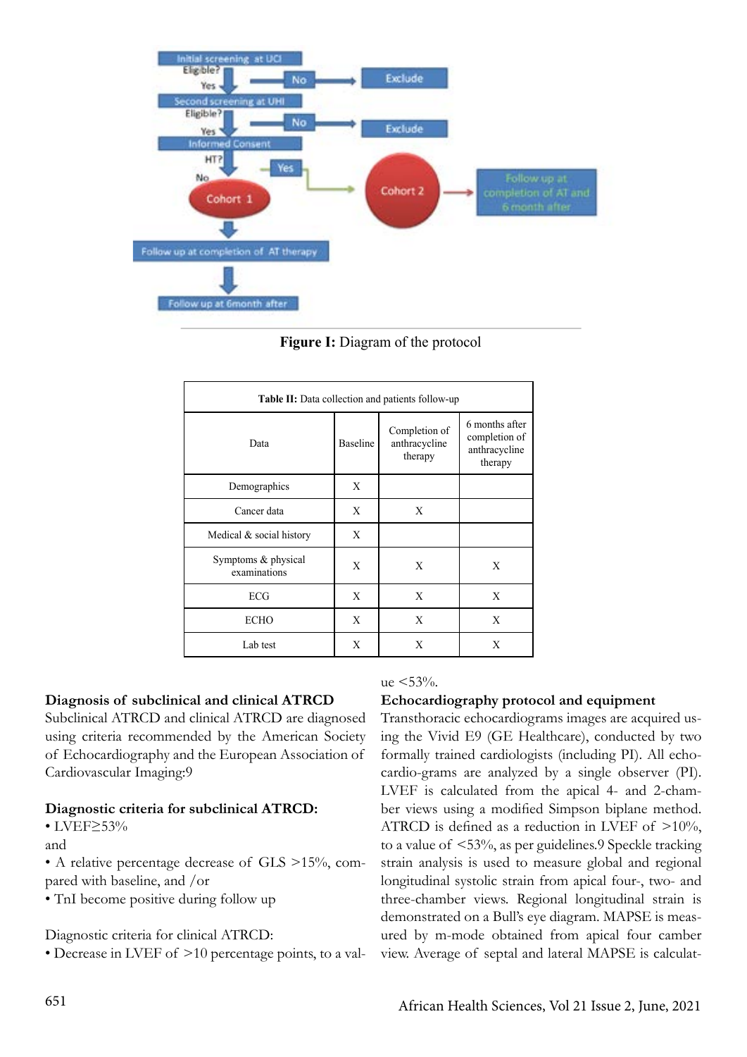**Figure I:** Diagram of the protocol

**Table II:** Data collection and patients follow-up

| Data | Baseline | Completion of anthracycline therapy | 6 months after completion of anthracycline therapy |
|---|---|---|---|
| Demographics | X | | |
| Cancer data | X | X | |
| Medical & social history | X | | |
| Symptoms & physical examinations | X | X | X |
| ECG | X | X | X |
| ECHO | X | X | X |
| Lab test | X | X | X |

### Diagnosis of subclinical and clinical ATRCD

Subclinical ATRCD and clinical ATRCD are diagnosed using criteria recommended by the American Society of Echocardiography and the European Association of Cardiovascular Imaging:9

**Diagnostic criteria for subclinical ATRCD:**

• LVEF≥53%

and

• A relative percentage decrease of GLS >15%, compared with baseline, and /or

• TnI become positive during follow up

Diagnostic criteria for clinical ATRCD:

• Decrease in LVEF of >10 percentage points, to a value <53%.

### Echocardiography protocol and equipment

Transthoracic echocardiograms images are acquired using the Vivid E9 (GE Healthcare), conducted by two formally trained cardiologists (including PI). All echocardio-grams are analyzed by a single observer (PI). LVEF is calculated from the apical 4- and 2-chamber views using a modified Simpson biplane method. ATRCD is defined as a reduction in LVEF of >10%, to a value of <53%, as per guidelines.9 Speckle tracking strain analysis is used to measure global and regional longitudinal systolic strain from apical four-, two- and three-chamber views. Regional longitudinal strain is demonstrated on a Bull's eye diagram. MAPSE is measured by m-mode obtained from apical four camber view. Average of septal and lateral MAPSE is calculat-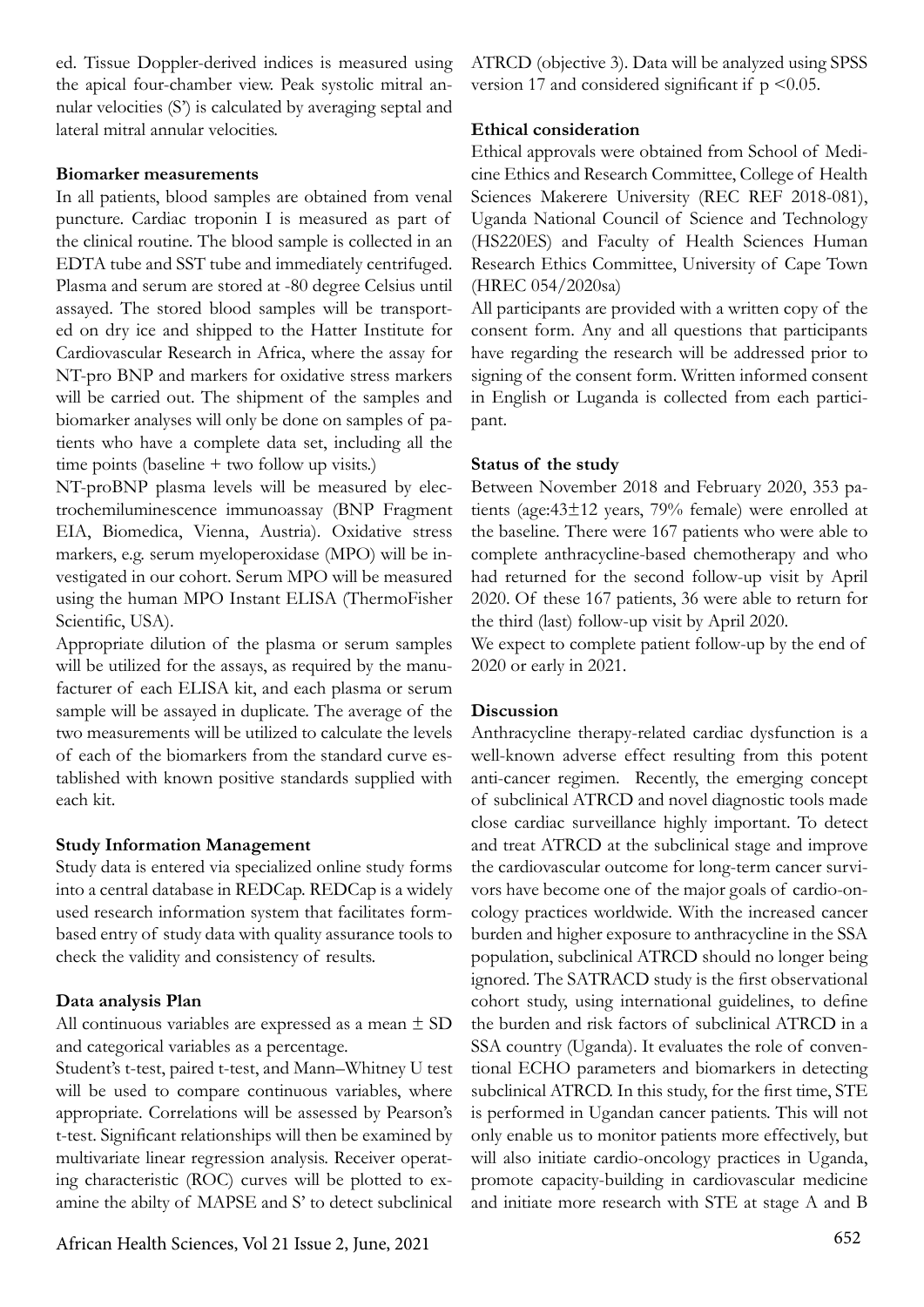ed. Tissue Doppler-derived indices is measured using the apical four-chamber view. Peak systolic mitral annular velocities (S') is calculated by averaging septal and lateral mitral annular velocities.

**Biomarker measurements**

In all patients, blood samples are obtained from venal puncture. Cardiac troponin I is measured as part of the clinical routine. The blood sample is collected in an EDTA tube and SST tube and immediately centrifuged. Plasma and serum are stored at -80 degree Celsius until assayed. The stored blood samples will be transported on dry ice and shipped to the Hatter Institute for Cardiovascular Research in Africa, where the assay for NT-pro BNP and markers for oxidative stress markers will be carried out. The shipment of the samples and biomarker analyses will only be done on samples of patients who have a complete data set, including all the time points (baseline + two follow up visits.)

NT-proBNP plasma levels will be measured by electrochemiluminescence immunoassay (BNP Fragment EIA, Biomedica, Vienna, Austria). Oxidative stress markers, e.g. serum myeloperoxidase (MPO) will be investigated in our cohort. Serum MPO will be measured using the human MPO Instant ELISA (ThermoFisher Scientific, USA).

Appropriate dilution of the plasma or serum samples will be utilized for the assays, as required by the manufacturer of each ELISA kit, and each plasma or serum sample will be assayed in duplicate. The average of the two measurements will be utilized to calculate the levels of each of the biomarkers from the standard curve established with known positive standards supplied with each kit.

**Study Information Management**

Study data is entered via specialized online study forms into a central database in REDCap. REDCap is a widely used research information system that facilitates form-based entry of study data with quality assurance tools to check the validity and consistency of results.

**Data analysis Plan**

All continuous variables are expressed as a mean ± SD and categorical variables as a percentage.

Student's t-test, paired t-test, and Mann–Whitney U test will be used to compare continuous variables, where appropriate. Correlations will be assessed by Pearson's t-test. Significant relationships will then be examined by multivariate linear regression analysis. Receiver operating characteristic (ROC) curves will be plotted to examine the abilty of MAPSE and S' to detect subclinical ATRCD (objective 3). Data will be analyzed using SPSS version 17 and considered significant if $p < 0.05$.

**Ethical consideration**

Ethical approvals were obtained from School of Medicine Ethics and Research Committee, College of Health Sciences Makerere University (REC REF 2018-081), Uganda National Council of Science and Technology (HS220ES) and Faculty of Health Sciences Human Research Ethics Committee, University of Cape Town (HREC 054/2020sa)

All participants are provided with a written copy of the consent form. Any and all questions that participants have regarding the research will be addressed prior to signing of the consent form. Written informed consent in English or Luganda is collected from each participant.

**Status of the study**

Between November 2018 and February 2020, 353 patients (age:43±12 years, 79% female) were enrolled at the baseline. There were 167 patients who were able to complete anthracycline-based chemotherapy and who had returned for the second follow-up visit by April 2020. Of these 167 patients, 36 were able to return for the third (last) follow-up visit by April 2020.

We expect to complete patient follow-up by the end of 2020 or early in 2021.

**Discussion**

Anthracycline therapy-related cardiac dysfunction is a well-known adverse effect resulting from this potent anti-cancer regimen. Recently, the emerging concept of subclinical ATRCD and novel diagnostic tools made close cardiac surveillance highly important. To detect and treat ATRCD at the subclinical stage and improve the cardiovascular outcome for long-term cancer survivors have become one of the major goals of cardio-oncology practices worldwide. With the increased cancer burden and higher exposure to anthracycline in the SSA population, subclinical ATRCD should no longer being ignored. The SATRACD study is the first observational cohort study, using international guidelines, to define the burden and risk factors of subclinical ATRCD in a SSA country (Uganda). It evaluates the role of conventional ECHO parameters and biomarkers in detecting subclinical ATRCD. In this study, for the first time, STE is performed in Ugandan cancer patients. This will not only enable us to monitor patients more effectively, but will also initiate cardio-oncology practices in Uganda, promote capacity-building in cardiovascular medicine and initiate more research with STE at stage A and B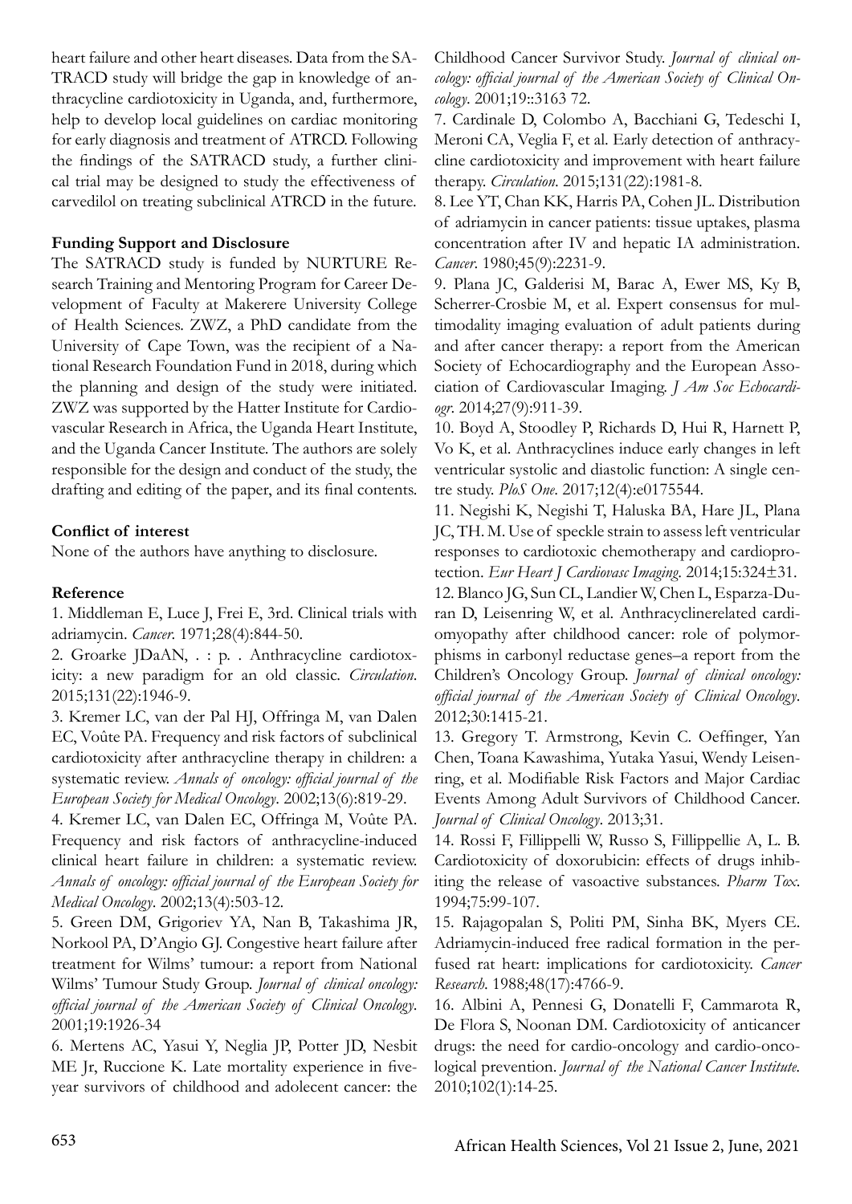heart failure and other heart diseases. Data from the SATRACD study will bridge the gap in knowledge of anthracycline cardiotoxicity in Uganda, and, furthermore, help to develop local guidelines on cardiac monitoring for early diagnosis and treatment of ATRCD. Following the findings of the SATRACD study, a further clinical trial may be designed to study the effectiveness of carvedilol on treating subclinical ATRCD in the future.

**Funding Support and Disclosure**

The SATRACD study is funded by NURTURE Research Training and Mentoring Program for Career Development of Faculty at Makerere University College of Health Sciences. ZWZ, a PhD candidate from the University of Cape Town, was the recipient of a National Research Foundation Fund in 2018, during which the planning and design of the study were initiated. ZWZ was supported by the Hatter Institute for Cardiovascular Research in Africa, the Uganda Heart Institute, and the Uganda Cancer Institute. The authors are solely responsible for the design and conduct of the study, the drafting and editing of the paper, and its final contents.

**Conflict of interest**

None of the authors have anything to disclosure.

**Reference**

1. Middleman E, Luce J, Frei E, 3rd. Clinical trials with adriamycin. *Cancer*. 1971;28(4):844-50.
2. Groarke JDaAN, . : p. . Anthracycline cardiotoxicity: a new paradigm for an old classic. *Circulation*. 2015;131(22):1946-9.
3. Kremer LC, van der Pal HJ, Offringa M, van Dalen EC, Voûte PA. Frequency and risk factors of subclinical cardiotoxicity after anthracycline therapy in children: a systematic review. *Annals of oncology: official journal of the European Society for Medical Oncology*. 2002;13(6):819-29.
4. Kremer LC, van Dalen EC, Offringa M, Voûte PA. Frequency and risk factors of anthracycline-induced clinical heart failure in children: a systematic review. *Annals of oncology: official journal of the European Society for Medical Oncology*. 2002;13(4):503-12.
5. Green DM, Grigoriev YA, Nan B, Takashima JR, Norkool PA, D'Angio GJ. Congestive heart failure after treatment for Wilms' tumour: a report from National Wilms' Tumour Study Group. *Journal of clinical oncology: official journal of the American Society of Clinical Oncology*. 2001;19:1926-34
6. Mertens AC, Yasui Y, Neglia JP, Potter JD, Nesbit ME Jr, Ruccione K. Late mortality experience in five-year survivors of childhood and adolecent cancer: the Childhood Cancer Survivor Study. *Journal of clinical oncology: official journal of the American Society of Clinical Oncology*. 2001;19::3163 72.
7. Cardinale D, Colombo A, Bacchiani G, Tedeschi I, Meroni CA, Veglia F, et al. Early detection of anthracycline cardiotoxicity and improvement with heart failure therapy. *Circulation*. 2015;131(22):1981-8.
8. Lee YT, Chan KK, Harris PA, Cohen JL. Distribution of adriamycin in cancer patients: tissue uptakes, plasma concentration after IV and hepatic IA administration. *Cancer*. 1980;45(9):2231-9.
9. Plana JC, Galderisi M, Barac A, Ewer MS, Ky B, Scherrer-Crosbie M, et al. Expert consensus for multimodality imaging evaluation of adult patients during and after cancer therapy: a report from the American Society of Echocardiography and the European Association of Cardiovascular Imaging. *J Am Soc Echocardiogr*. 2014;27(9):911-39.
10. Boyd A, Stoodley P, Richards D, Hui R, Harnett P, Vo K, et al. Anthracyclines induce early changes in left ventricular systolic and diastolic function: A single centre study. *PloS One*. 2017;12(4):e0175544.
11. Negishi K, Negishi T, Haluska BA, Hare JL, Plana JC, TH. M. Use of speckle strain to assess left ventricular responses to cardiotoxic chemotherapy and cardioprotection. *Eur Heart J Cardiovasc Imaging*. 2014;15:324±31.
12. Blanco JG, Sun CL, Landier W, Chen L, Esparza-Duran D, Leisenring W, et al. Anthracyclinerelated cardiomyopathy after childhood cancer: role of polymorphisms in carbonyl reductase genes–a report from the Children's Oncology Group. *Journal of clinical oncology: official journal of the American Society of Clinical Oncology*. 2012;30:1415-21.
13. Gregory T. Armstrong, Kevin C. Oeffinger, Yan Chen, Toana Kawashima, Yutaka Yasui, Wendy Leisenring, et al. Modifiable Risk Factors and Major Cardiac Events Among Adult Survivors of Childhood Cancer. *Journal of Clinical Oncology*. 2013;31.
14. Rossi F, Fillippelli W, Russo S, Fillippellie A, L. B. Cardiotoxicity of doxorubicin: effects of drugs inhibiting the release of vasoactive substances. *Pharm Tox*. 1994;75:99-107.
15. Rajagopalan S, Politi PM, Sinha BK, Myers CE. Adriamycin-induced free radical formation in the perfused rat heart: implications for cardiotoxicity. *Cancer Research*. 1988;48(17):4766-9.
16. Albini A, Pennesi G, Donatelli F, Cammarota R, De Flora S, Noonan DM. Cardiotoxicity of anticancer drugs: the need for cardio-oncology and cardio-oncological prevention. *Journal of the National Cancer Institute*. 2010;102(1):14-25.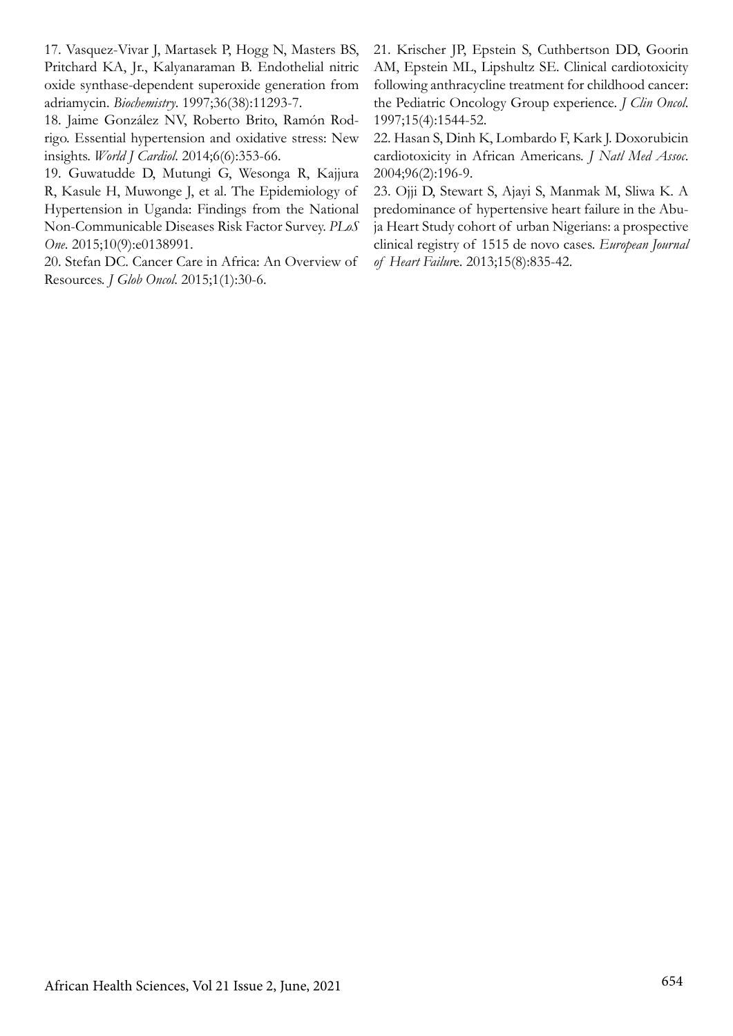17. Vasquez-Vivar J, Martasek P, Hogg N, Masters BS, Pritchard KA, Jr., Kalyanaraman B. Endothelial nitric oxide synthase-dependent superoxide generation from adriamycin. *Biochemistry*. 1997;36(38):11293-7.

18. Jaime González NV, Roberto Brito, Ramón Rodrigo. Essential hypertension and oxidative stress: New insights. *World J Cardiol*. 2014;6(6):353-66.

19. Guwatudde D, Mutungi G, Wesonga R, Kajjura R, Kasule H, Muwonge J, et al. The Epidemiology of Hypertension in Uganda: Findings from the National Non-Communicable Diseases Risk Factor Survey. *PLoS One*. 2015;10(9):e0138991.

20. Stefan DC. Cancer Care in Africa: An Overview of Resources. *J Glob Oncol*. 2015;1(1):30-6.

21. Krischer JP, Epstein S, Cuthbertson DD, Goorin AM, Epstein ML, Lipshultz SE. Clinical cardiotoxicity following anthracycline treatment for childhood cancer: the Pediatric Oncology Group experience. *J Clin Oncol*. 1997;15(4):1544-52.

22. Hasan S, Dinh K, Lombardo F, Kark J. Doxorubicin cardiotoxicity in African Americans. *J Natl Med Assoc*. 2004;96(2):196-9.

23. Ojji D, Stewart S, Ajayi S, Manmak M, Sliwa K. A predominance of hypertensive heart failure in the Abuja Heart Study cohort of urban Nigerians: a prospective clinical registry of 1515 de novo cases. *European Journal of Heart Failure*. 2013;15(8):835-42.